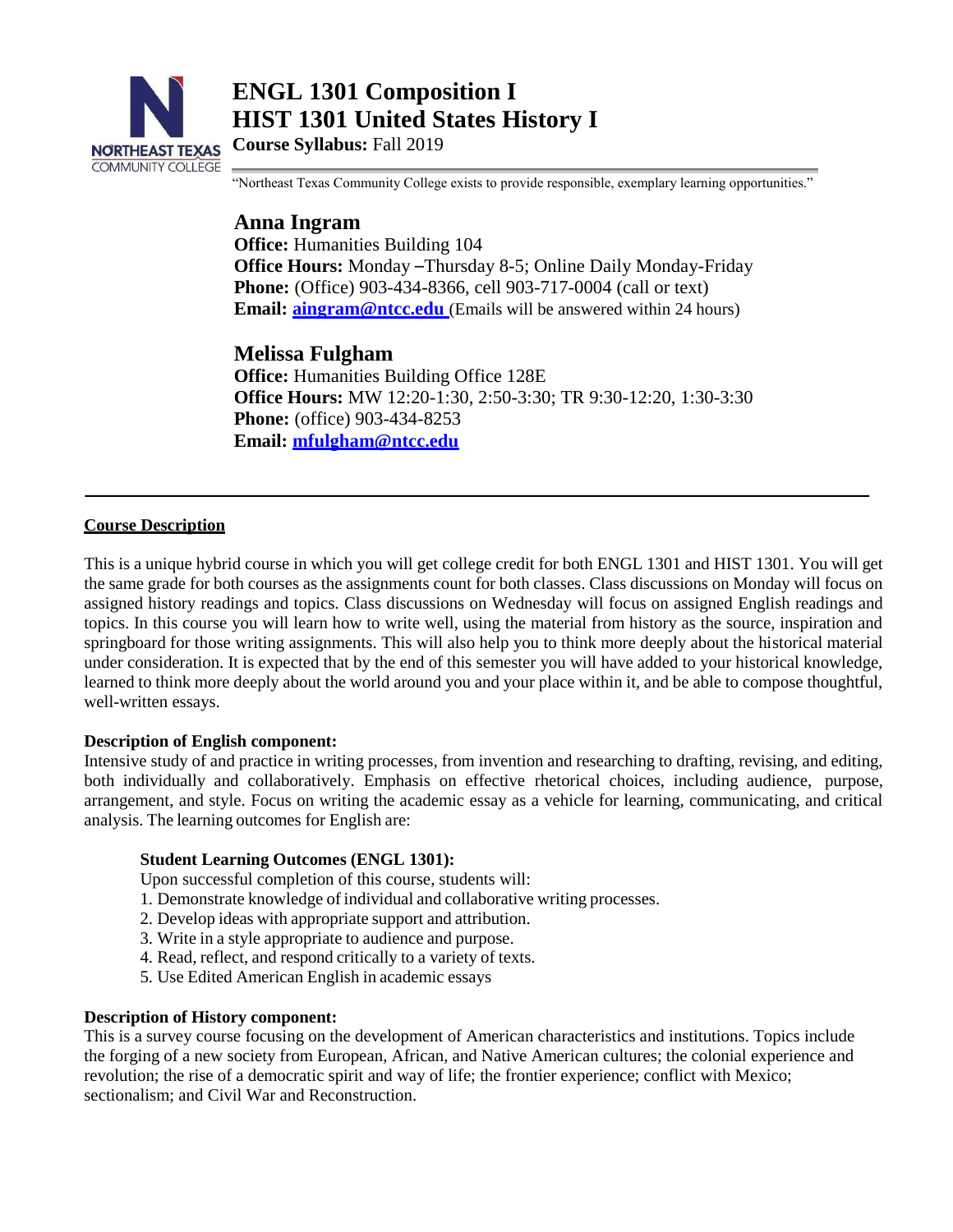# ENGL 1301 Composition I
# HIST 1301 United States History I

**Course Syllabus:** Fall 2019

"Northeast Texas Community College exists to provide responsible, exemplary learning opportunities."

## Anna Ingram

**Office:** Humanities Building 104
**Office Hours:** Monday –Thursday 8-5; Online Daily Monday-Friday
**Phone:** (Office) 903-434-8366, cell 903-717-0004 (call or text)
**Email:** **aingram@ntcc.edu** (Emails will be answered within 24 hours)

## Melissa Fulgham

**Office:** Humanities Building Office 128E
**Office Hours:** MW 12:20-1:30, 2:50-3:30; TR 9:30-12:20, 1:30-3:30
**Phone:** (office) 903-434-8253
**Email:** **mfulgham@ntcc.edu**

---

**Course Description**

This is a unique hybrid course in which you will get college credit for both ENGL 1301 and HIST 1301. You will get the same grade for both courses as the assignments count for both classes. Class discussions on Monday will focus on assigned history readings and topics. Class discussions on Wednesday will focus on assigned English readings and topics. In this course you will learn how to write well, using the material from history as the source, inspiration and springboard for those writing assignments. This will also help you to think more deeply about the historical material under consideration. It is expected that by the end of this semester you will have added to your historical knowledge, learned to think more deeply about the world around you and your place within it, and be able to compose thoughtful, well-written essays.

**Description of English component:**
Intensive study of and practice in writing processes, from invention and researching to drafting, revising, and editing, both individually and collaboratively. Emphasis on effective rhetorical choices, including audience, purpose, arrangement, and style. Focus on writing the academic essay as a vehicle for learning, communicating, and critical analysis. The learning outcomes for English are:

**Student Learning Outcomes (ENGL 1301):**
Upon successful completion of this course, students will:
1. Demonstrate knowledge of individual and collaborative writing processes.
2. Develop ideas with appropriate support and attribution.
3. Write in a style appropriate to audience and purpose.
4. Read, reflect, and respond critically to a variety of texts.
5. Use Edited American English in academic essays

**Description of History component:**
This is a survey course focusing on the development of American characteristics and institutions. Topics include the forging of a new society from European, African, and Native American cultures; the colonial experience and revolution; the rise of a democratic spirit and way of life; the frontier experience; conflict with Mexico; sectionalism; and Civil War and Reconstruction.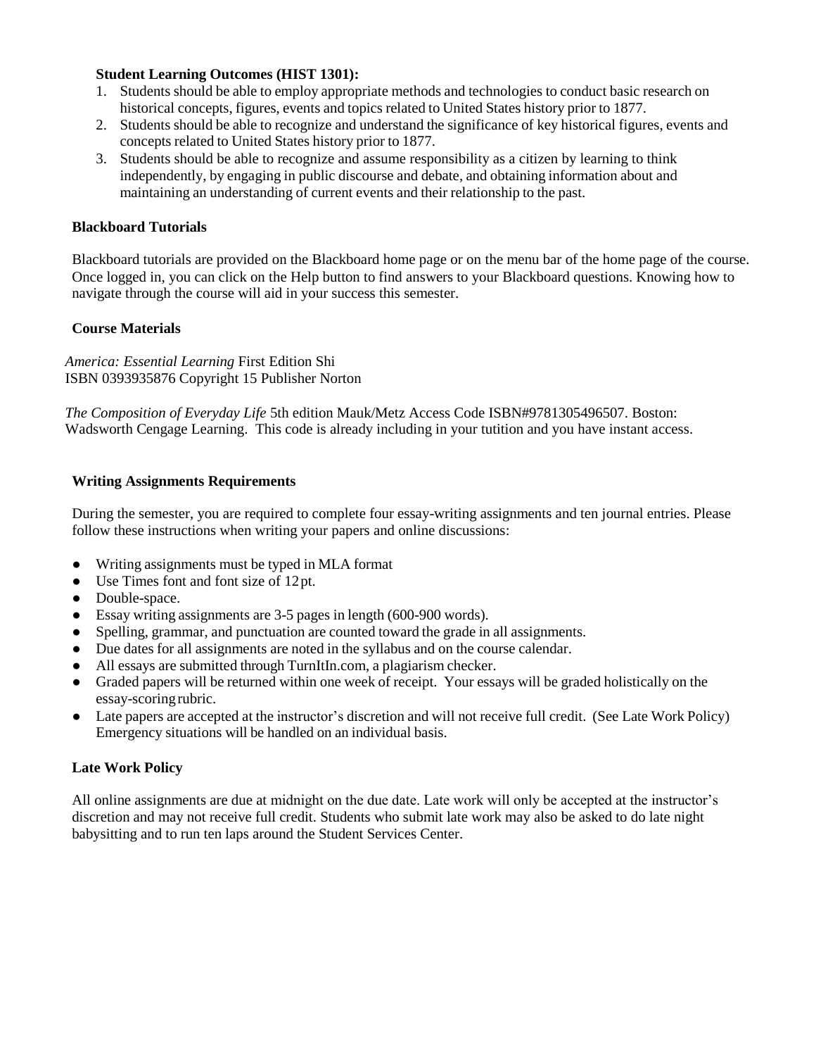**Student Learning Outcomes (HIST 1301):**

1. Students should be able to employ appropriate methods and technologies to conduct basic research on historical concepts, figures, events and topics related to United States history prior to 1877.
2. Students should be able to recognize and understand the significance of key historical figures, events and concepts related to United States history prior to 1877.
3. Students should be able to recognize and assume responsibility as a citizen by learning to think independently, by engaging in public discourse and debate, and obtaining information about and maintaining an understanding of current events and their relationship to the past.

**Blackboard Tutorials**

Blackboard tutorials are provided on the Blackboard home page or on the menu bar of the home page of the course. Once logged in, you can click on the Help button to find answers to your Blackboard questions. Knowing how to navigate through the course will aid in your success this semester.

**Course Materials**

*America: Essential Learning* First Edition Shi
ISBN 0393935876 Copyright 15 Publisher Norton

*The Composition of Everyday Life* 5th edition Mauk/Metz Access Code ISBN#9781305496507. Boston: Wadsworth Cengage Learning. This code is already including in your tutition and you have instant access.

**Writing Assignments Requirements**

During the semester, you are required to complete four essay-writing assignments and ten journal entries. Please follow these instructions when writing your papers and online discussions:

- Writing assignments must be typed in MLA format
- Use Times font and font size of 12 pt.
- Double-space.
- Essay writing assignments are 3-5 pages in length (600-900 words).
- Spelling, grammar, and punctuation are counted toward the grade in all assignments.
- Due dates for all assignments are noted in the syllabus and on the course calendar.
- All essays are submitted through TurnItIn.com, a plagiarism checker.
- Graded papers will be returned within one week of receipt. Your essays will be graded holistically on the essay-scoring rubric.
- Late papers are accepted at the instructor's discretion and will not receive full credit. (See Late Work Policy) Emergency situations will be handled on an individual basis.

**Late Work Policy**

All online assignments are due at midnight on the due date. Late work will only be accepted at the instructor's discretion and may not receive full credit. Students who submit late work may also be asked to do late night babysitting and to run ten laps around the Student Services Center.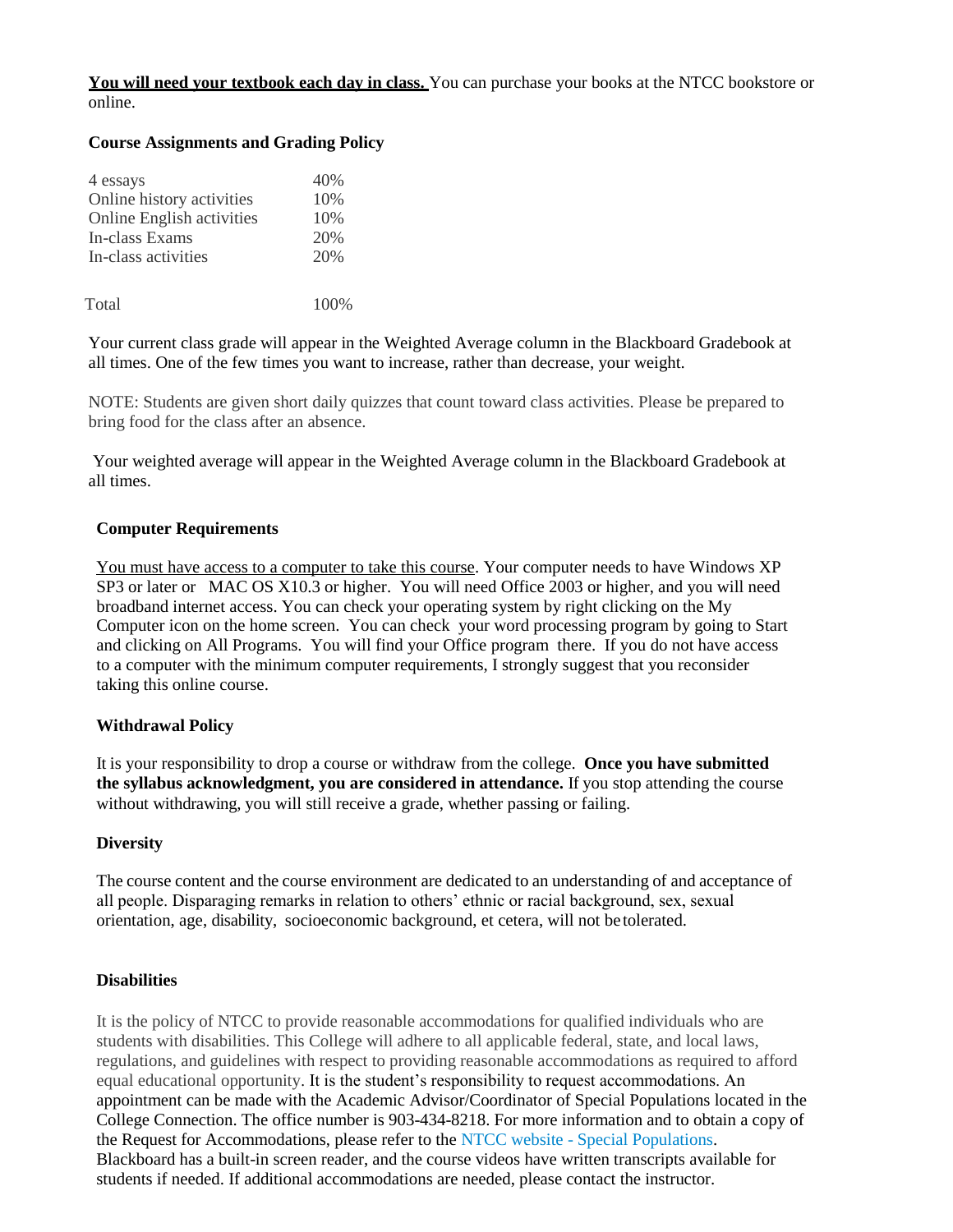**<u>You will need your textbook each day in class.</u>** You can purchase your books at the NTCC bookstore or online.

**Course Assignments and Grading Policy**

| | |
|---|---|
| 4 essays | 40% |
| Online history activities | 10% |
| Online English activities | 10% |
| In-class Exams | 20% |
| In-class activities | 20% |
| Total | 100% |

Your current class grade will appear in the Weighted Average column in the Blackboard Gradebook at all times. One of the few times you want to increase, rather than decrease, your weight.

NOTE: Students are given short daily quizzes that count toward class activities. Please be prepared to bring food for the class after an absence.

Your weighted average will appear in the Weighted Average column in the Blackboard Gradebook at all times.

**Computer Requirements**

<u>You must have access to a computer to take this course</u>. Your computer needs to have Windows XP SP3 or later or MAC OS X10.3 or higher. You will need Office 2003 or higher, and you will need broadband internet access. You can check your operating system by right clicking on the My Computer icon on the home screen. You can check your word processing program by going to Start and clicking on All Programs. You will find your Office program there. If you do not have access to a computer with the minimum computer requirements, I strongly suggest that you reconsider taking this online course.

**Withdrawal Policy**

It is your responsibility to drop a course or withdraw from the college. **Once you have submitted the syllabus acknowledgment, you are considered in attendance.** If you stop attending the course without withdrawing, you will still receive a grade, whether passing or failing.

**Diversity**

The course content and the course environment are dedicated to an understanding of and acceptance of all people. Disparaging remarks in relation to others' ethnic or racial background, sex, sexual orientation, age, disability, socioeconomic background, et cetera, will not be tolerated.

**Disabilities**

It is the policy of NTCC to provide reasonable accommodations for qualified individuals who are students with disabilities. This College will adhere to all applicable federal, state, and local laws, regulations, and guidelines with respect to providing reasonable accommodations as required to afford equal educational opportunity. It is the student's responsibility to request accommodations. An appointment can be made with the Academic Advisor/Coordinator of Special Populations located in the College Connection. The office number is 903-434-8218. For more information and to obtain a copy of the Request for Accommodations, please refer to the NTCC website - Special Populations. Blackboard has a built-in screen reader, and the course videos have written transcripts available for students if needed. If additional accommodations are needed, please contact the instructor.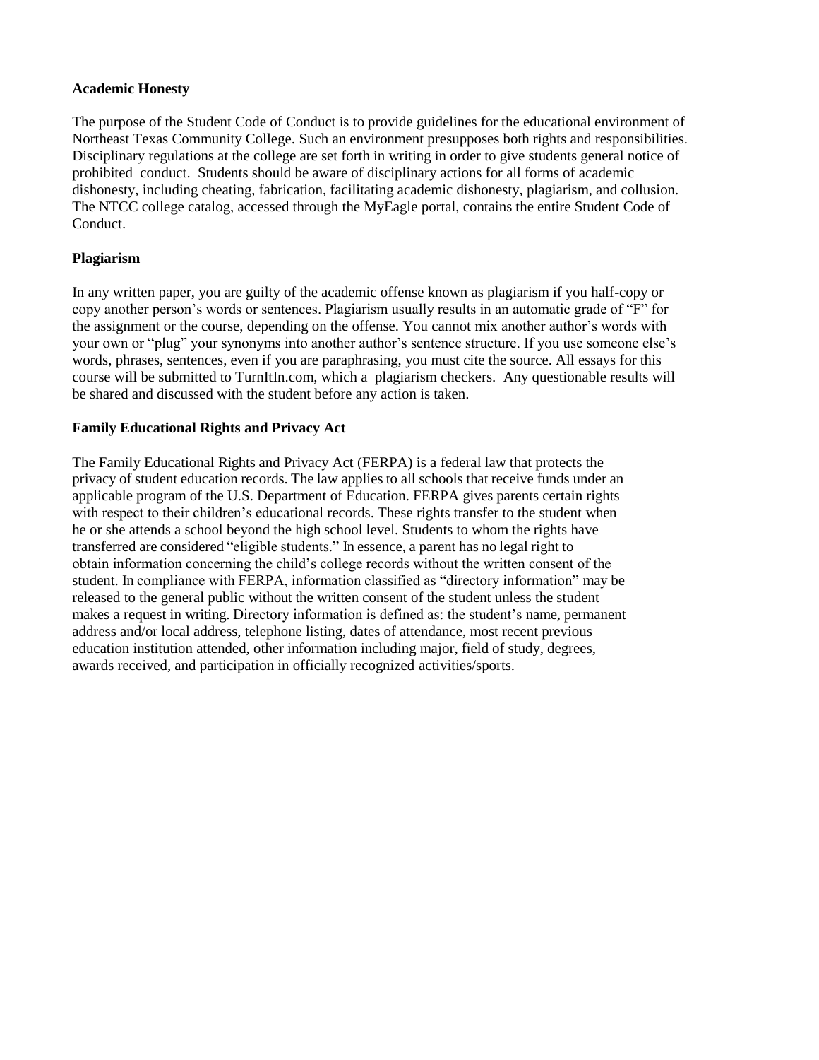**Academic Honesty**

The purpose of the Student Code of Conduct is to provide guidelines for the educational environment of Northeast Texas Community College. Such an environment presupposes both rights and responsibilities. Disciplinary regulations at the college are set forth in writing in order to give students general notice of prohibited conduct. Students should be aware of disciplinary actions for all forms of academic dishonesty, including cheating, fabrication, facilitating academic dishonesty, plagiarism, and collusion. The NTCC college catalog, accessed through the MyEagle portal, contains the entire Student Code of Conduct.

**Plagiarism**

In any written paper, you are guilty of the academic offense known as plagiarism if you half-copy or copy another person's words or sentences. Plagiarism usually results in an automatic grade of "F" for the assignment or the course, depending on the offense. You cannot mix another author's words with your own or "plug" your synonyms into another author's sentence structure. If you use someone else's words, phrases, sentences, even if you are paraphrasing, you must cite the source. All essays for this course will be submitted to TurnItIn.com, which a plagiarism checkers. Any questionable results will be shared and discussed with the student before any action is taken.

**Family Educational Rights and Privacy Act**

The Family Educational Rights and Privacy Act (FERPA) is a federal law that protects the privacy of student education records. The law applies to all schools that receive funds under an applicable program of the U.S. Department of Education. FERPA gives parents certain rights with respect to their children's educational records. These rights transfer to the student when he or she attends a school beyond the high school level. Students to whom the rights have transferred are considered "eligible students." In essence, a parent has no legal right to obtain information concerning the child's college records without the written consent of the student. In compliance with FERPA, information classified as "directory information" may be released to the general public without the written consent of the student unless the student makes a request in writing. Directory information is defined as: the student's name, permanent address and/or local address, telephone listing, dates of attendance, most recent previous education institution attended, other information including major, field of study, degrees, awards received, and participation in officially recognized activities/sports.